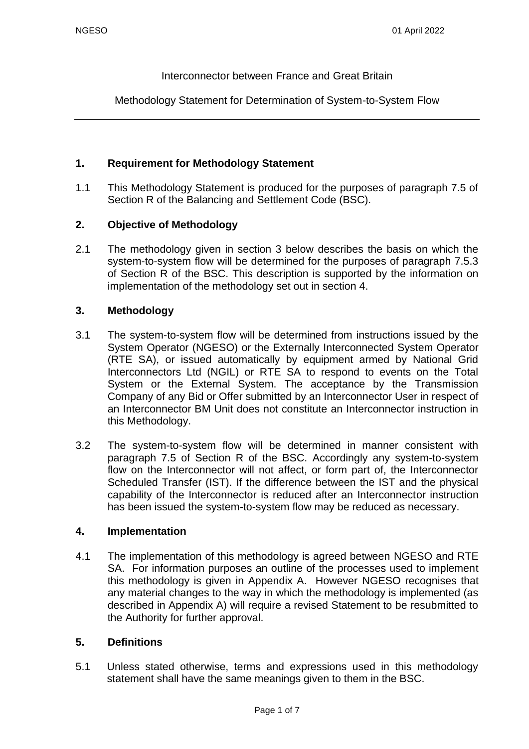Interconnector between France and Great Britain

Methodology Statement for Determination of System-to-System Flow

---

## 1. Requirement for Methodology Statement

1.1 This Methodology Statement is produced for the purposes of paragraph 7.5 of Section R of the Balancing and Settlement Code (BSC).

## 2. Objective of Methodology

2.1 The methodology given in section 3 below describes the basis on which the system-to-system flow will be determined for the purposes of paragraph 7.5.3 of Section R of the BSC. This description is supported by the information on implementation of the methodology set out in section 4.

## 3. Methodology

3.1 The system-to-system flow will be determined from instructions issued by the System Operator (NGESO) or the Externally Interconnected System Operator (RTE SA), or issued automatically by equipment armed by National Grid Interconnectors Ltd (NGIL) or RTE SA to respond to events on the Total System or the External System. The acceptance by the Transmission Company of any Bid or Offer submitted by an Interconnector User in respect of an Interconnector BM Unit does not constitute an Interconnector instruction in this Methodology.

3.2 The system-to-system flow will be determined in manner consistent with paragraph 7.5 of Section R of the BSC. Accordingly any system-to-system flow on the Interconnector will not affect, or form part of, the Interconnector Scheduled Transfer (IST). If the difference between the IST and the physical capability of the Interconnector is reduced after an Interconnector instruction has been issued the system-to-system flow may be reduced as necessary.

## 4. Implementation

4.1 The implementation of this methodology is agreed between NGESO and RTE SA. For information purposes an outline of the processes used to implement this methodology is given in Appendix A. However NGESO recognises that any material changes to the way in which the methodology is implemented (as described in Appendix A) will require a revised Statement to be resubmitted to the Authority for further approval.

## 5. Definitions

5.1 Unless stated otherwise, terms and expressions used in this methodology statement shall have the same meanings given to them in the BSC.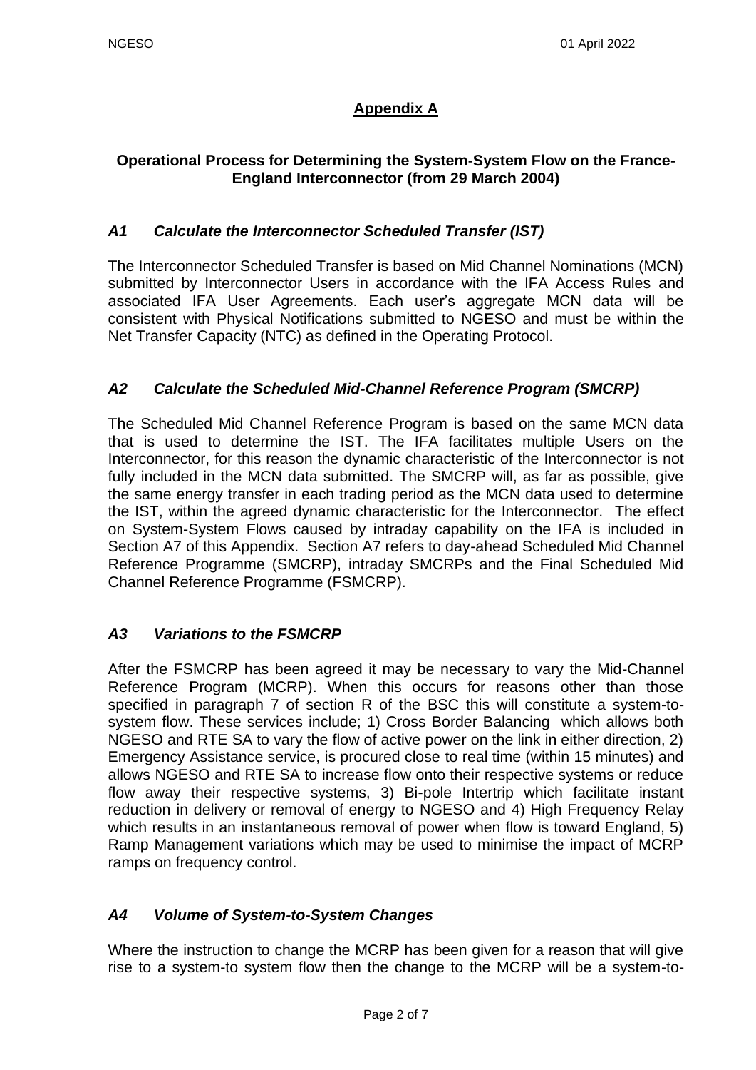## Appendix A

**Operational Process for Determining the System-System Flow on the France-England Interconnector (from 29 March 2004)**

### *A1 Calculate the Interconnector Scheduled Transfer (IST)*

The Interconnector Scheduled Transfer is based on Mid Channel Nominations (MCN) submitted by Interconnector Users in accordance with the IFA Access Rules and associated IFA User Agreements. Each user's aggregate MCN data will be consistent with Physical Notifications submitted to NGESO and must be within the Net Transfer Capacity (NTC) as defined in the Operating Protocol.

### *A2 Calculate the Scheduled Mid-Channel Reference Program (SMCRP)*

The Scheduled Mid Channel Reference Program is based on the same MCN data that is used to determine the IST. The IFA facilitates multiple Users on the Interconnector, for this reason the dynamic characteristic of the Interconnector is not fully included in the MCN data submitted. The SMCRP will, as far as possible, give the same energy transfer in each trading period as the MCN data used to determine the IST, within the agreed dynamic characteristic for the Interconnector. The effect on System-System Flows caused by intraday capability on the IFA is included in Section A7 of this Appendix. Section A7 refers to day-ahead Scheduled Mid Channel Reference Programme (SMCRP), intraday SMCRPs and the Final Scheduled Mid Channel Reference Programme (FSMCRP).

### *A3 Variations to the FSMCRP*

After the FSMCRP has been agreed it may be necessary to vary the Mid-Channel Reference Program (MCRP). When this occurs for reasons other than those specified in paragraph 7 of section R of the BSC this will constitute a system-to-system flow. These services include; 1) Cross Border Balancing which allows both NGESO and RTE SA to vary the flow of active power on the link in either direction, 2) Emergency Assistance service, is procured close to real time (within 15 minutes) and allows NGESO and RTE SA to increase flow onto their respective systems or reduce flow away their respective systems, 3) Bi-pole Intertrip which facilitate instant reduction in delivery or removal of energy to NGESO and 4) High Frequency Relay which results in an instantaneous removal of power when flow is toward England, 5) Ramp Management variations which may be used to minimise the impact of MCRP ramps on frequency control.

### *A4 Volume of System-to-System Changes*

Where the instruction to change the MCRP has been given for a reason that will give rise to a system-to system flow then the change to the MCRP will be a system-to-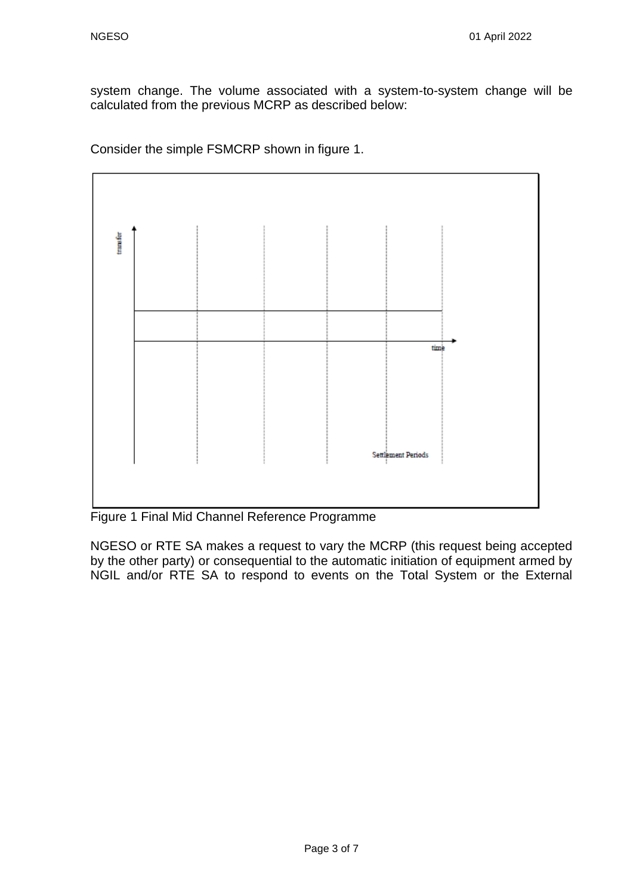system change. The volume associated with a system-to-system change will be calculated from the previous MCRP as described below:

Consider the simple FSMCRP shown in figure 1.

Figure 1 Final Mid Channel Reference Programme

NGESO or RTE SA makes a request to vary the MCRP (this request being accepted by the other party) or consequential to the automatic initiation of equipment armed by NGIL and/or RTE SA to respond to events on the Total System or the External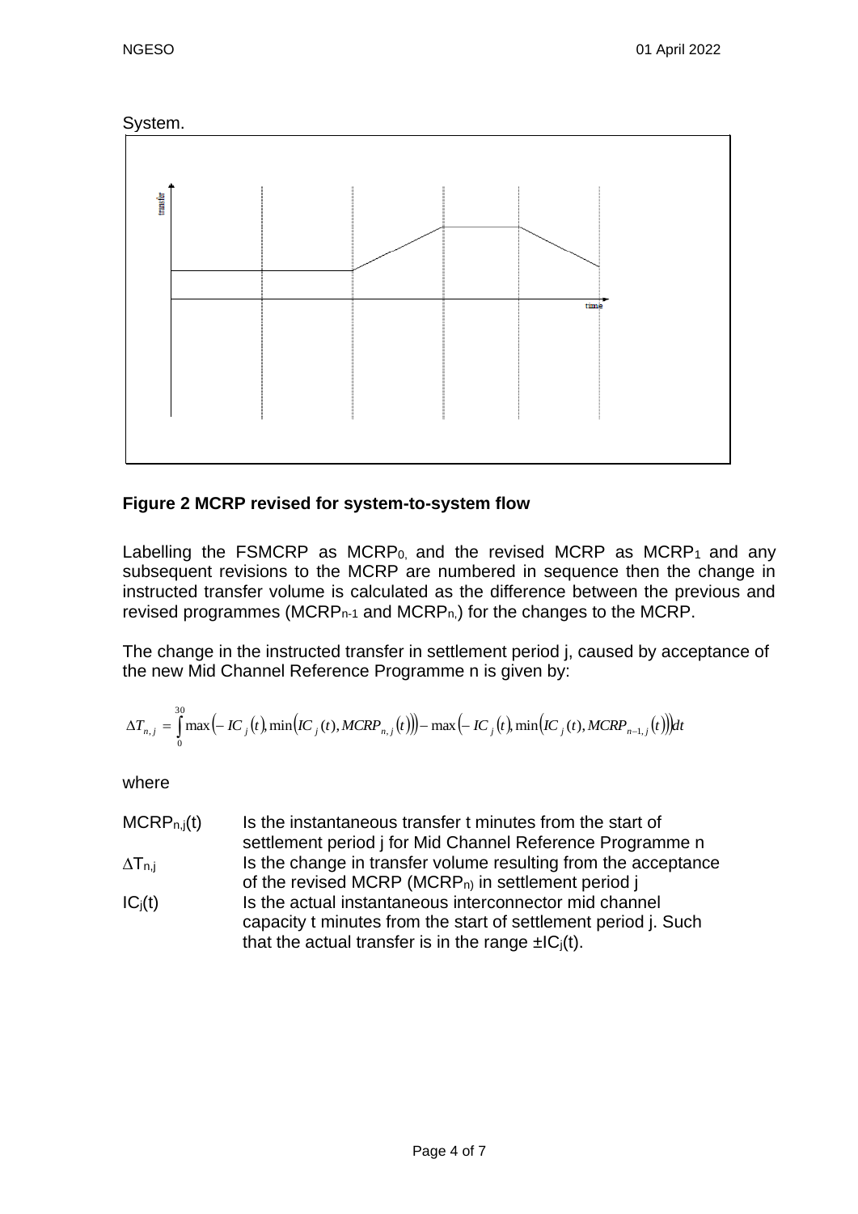System.

**Figure 2 MCRP revised for system-to-system flow**

Labelling the FSMCRP as $MCRP_0$, and the revised MCRP as $MCRP_1$ and any subsequent revisions to the MCRP are numbered in sequence then the change in instructed transfer volume is calculated as the difference between the previous and revised programmes ($MCRP_{n-1}$ and $MCRP_n$) for the changes to the MCRP.

The change in the instructed transfer in settlement period j, caused by acceptance of the new Mid Channel Reference Programme n is given by:

$$\Delta T_{n,j} = \int_0^{30} \max\left(-IC_j(t), \min\left(IC_j(t), MCRP_{n,j}(t)\right)\right) - \max\left(-IC_j(t), \min\left(IC_j(t), MCRP_{n-1,j}(t)\right)\right) dt$$

where

| | |
|---|---|
| $MCRP_{n,j}(t)$ | Is the instantaneous transfer t minutes from the start of settlement period j for Mid Channel Reference Programme n |
| $\Delta T_{n,j}$ | Is the change in transfer volume resulting from the acceptance of the revised MCRP ($MCRP_n$) in settlement period j |
| $IC_j(t)$ | Is the actual instantaneous interconnector mid channel capacity t minutes from the start of settlement period j. Such that the actual transfer is in the range $\pm IC_j(t)$. |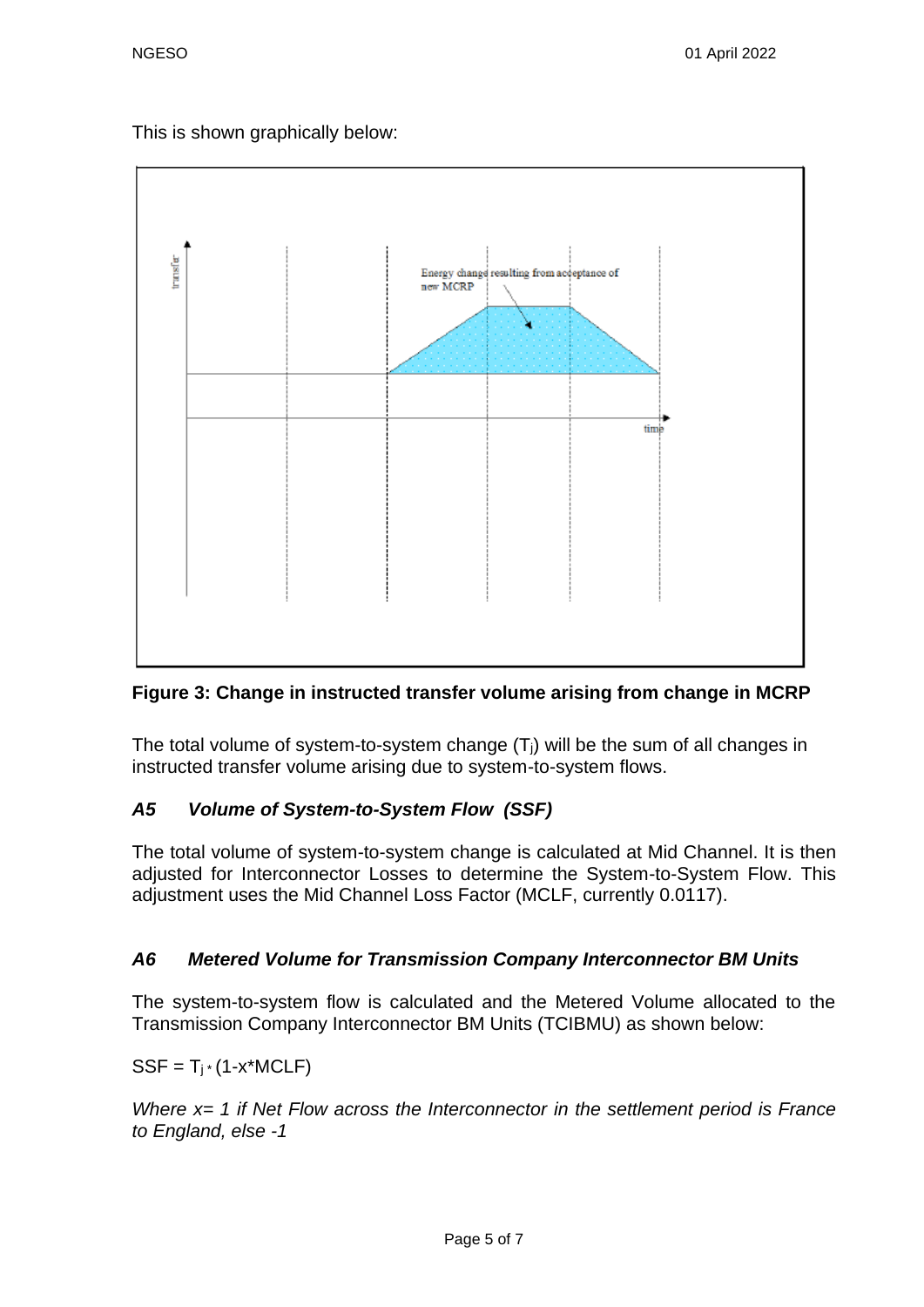This is shown graphically below:

**Figure 3: Change in instructed transfer volume arising from change in MCRP**

The total volume of system-to-system change ($T_j$) will be the sum of all changes in instructed transfer volume arising due to system-to-system flows.

### *A5 Volume of System-to-System Flow (SSF)*

The total volume of system-to-system change is calculated at Mid Channel. It is then adjusted for Interconnector Losses to determine the System-to-System Flow. This adjustment uses the Mid Channel Loss Factor (MCLF, currently 0.0117).

### *A6 Metered Volume for Transmission Company Interconnector BM Units*

The system-to-system flow is calculated and the Metered Volume allocated to the Transmission Company Interconnector BM Units (TCIBMU) as shown below:

$SSF = T_j * (1 - x * MCLF)$

*Where x= 1 if Net Flow across the Interconnector in the settlement period is France to England, else -1*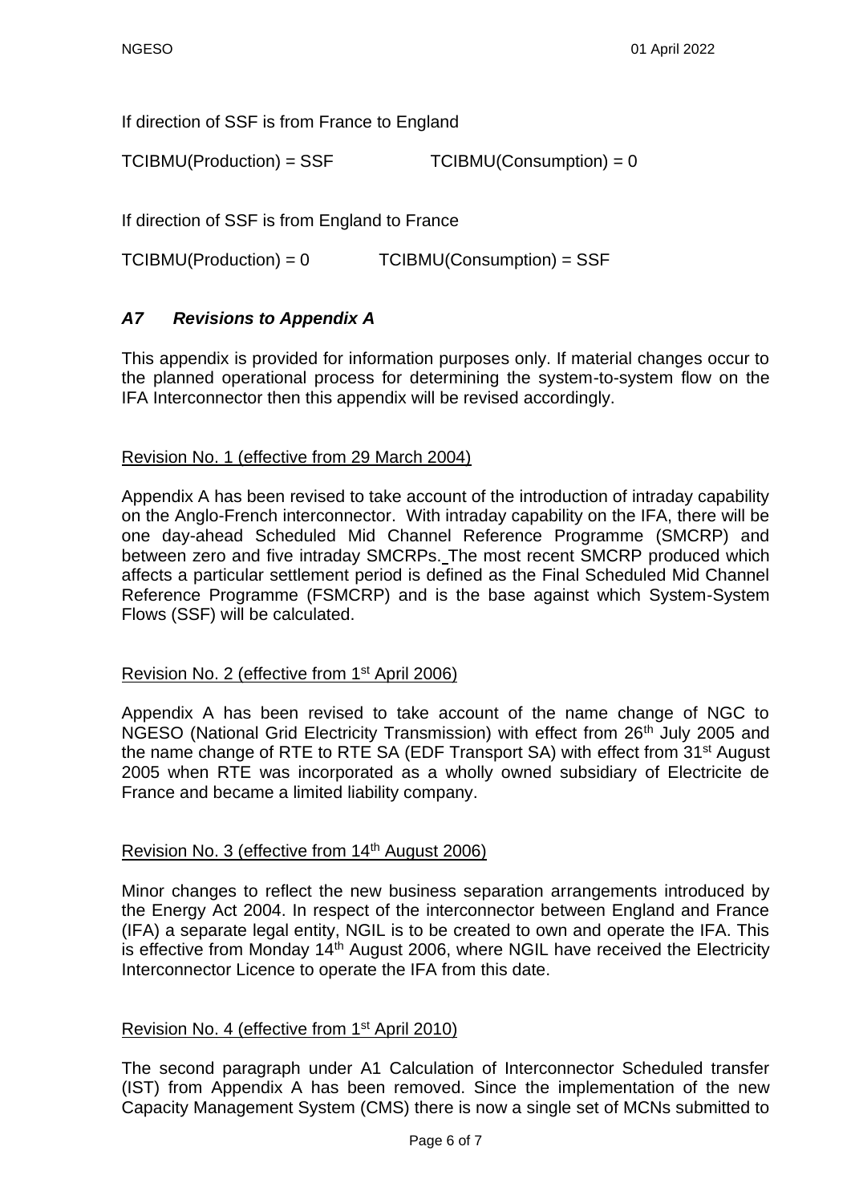If direction of SSF is from France to England

TCIBMU(Production) = SSF TCIBMU(Consumption) = 0

If direction of SSF is from England to France

TCIBMU(Production) = 0 TCIBMU(Consumption) = SSF

### *A7 Revisions to Appendix A*

This appendix is provided for information purposes only. If material changes occur to the planned operational process for determining the system-to-system flow on the IFA Interconnector then this appendix will be revised accordingly.

Revision No. 1 (effective from 29 March 2004)

Appendix A has been revised to take account of the introduction of intraday capability on the Anglo-French interconnector. With intraday capability on the IFA, there will be one day-ahead Scheduled Mid Channel Reference Programme (SMCRP) and between zero and five intraday SMCRPs. The most recent SMCRP produced which affects a particular settlement period is defined as the Final Scheduled Mid Channel Reference Programme (FSMCRP) and is the base against which System-System Flows (SSF) will be calculated.

Revision No. 2 (effective from 1st April 2006)

Appendix A has been revised to take account of the name change of NGC to NGESO (National Grid Electricity Transmission) with effect from 26th July 2005 and the name change of RTE to RTE SA (EDF Transport SA) with effect from 31st August 2005 when RTE was incorporated as a wholly owned subsidiary of Electricite de France and became a limited liability company.

Revision No. 3 (effective from 14th August 2006)

Minor changes to reflect the new business separation arrangements introduced by the Energy Act 2004. In respect of the interconnector between England and France (IFA) a separate legal entity, NGIL is to be created to own and operate the IFA. This is effective from Monday 14th August 2006, where NGIL have received the Electricity Interconnector Licence to operate the IFA from this date.

Revision No. 4 (effective from 1st April 2010)

The second paragraph under A1 Calculation of Interconnector Scheduled transfer (IST) from Appendix A has been removed. Since the implementation of the new Capacity Management System (CMS) there is now a single set of MCNs submitted to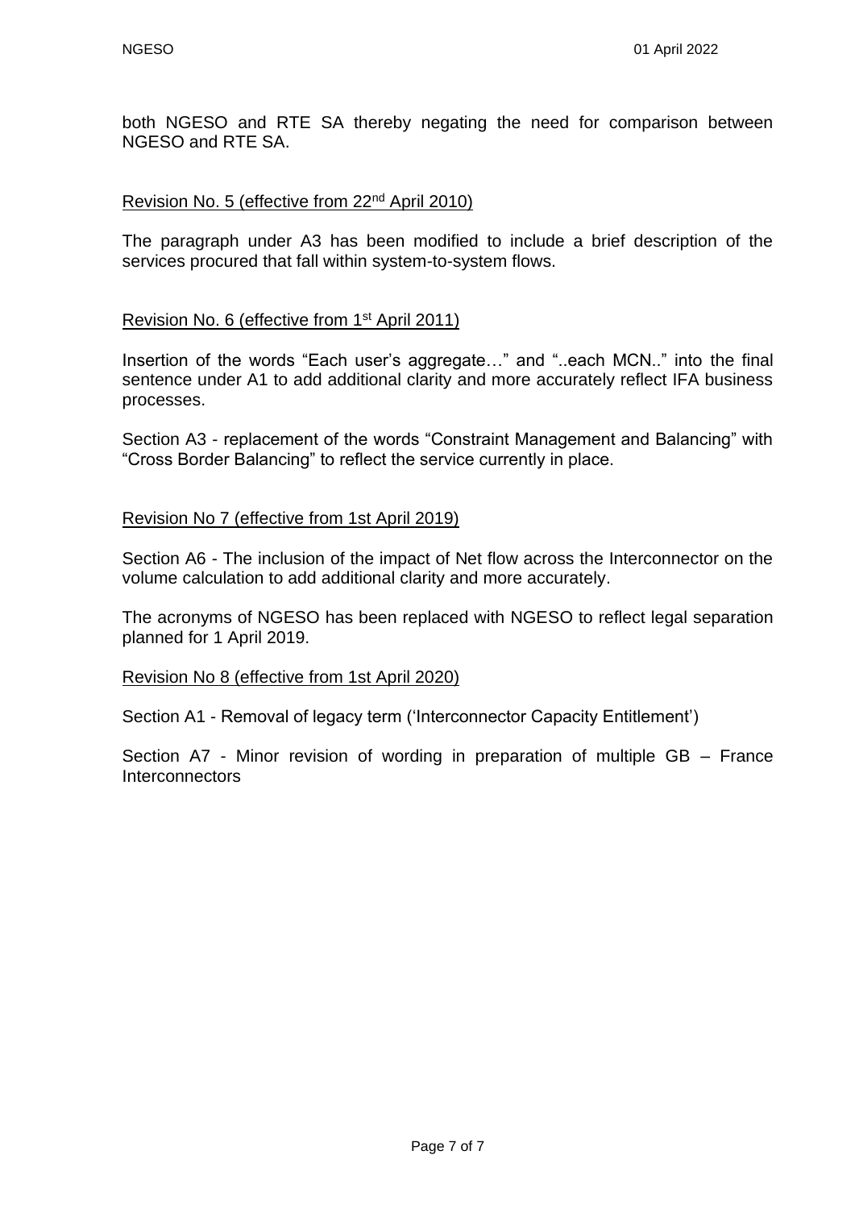both NGESO and RTE SA thereby negating the need for comparison between NGESO and RTE SA.

Revision No. 5 (effective from 22nd April 2010)

The paragraph under A3 has been modified to include a brief description of the services procured that fall within system-to-system flows.

Revision No. 6 (effective from 1st April 2011)

Insertion of the words "Each user's aggregate…" and "..each MCN.." into the final sentence under A1 to add additional clarity and more accurately reflect IFA business processes.

Section A3 - replacement of the words "Constraint Management and Balancing" with "Cross Border Balancing" to reflect the service currently in place.

Revision No 7 (effective from 1st April 2019)

Section A6 - The inclusion of the impact of Net flow across the Interconnector on the volume calculation to add additional clarity and more accurately.

The acronyms of NGESO has been replaced with NGESO to reflect legal separation planned for 1 April 2019.

Revision No 8 (effective from 1st April 2020)

Section A1 - Removal of legacy term ('Interconnector Capacity Entitlement')

Section A7 - Minor revision of wording in preparation of multiple GB – France Interconnectors